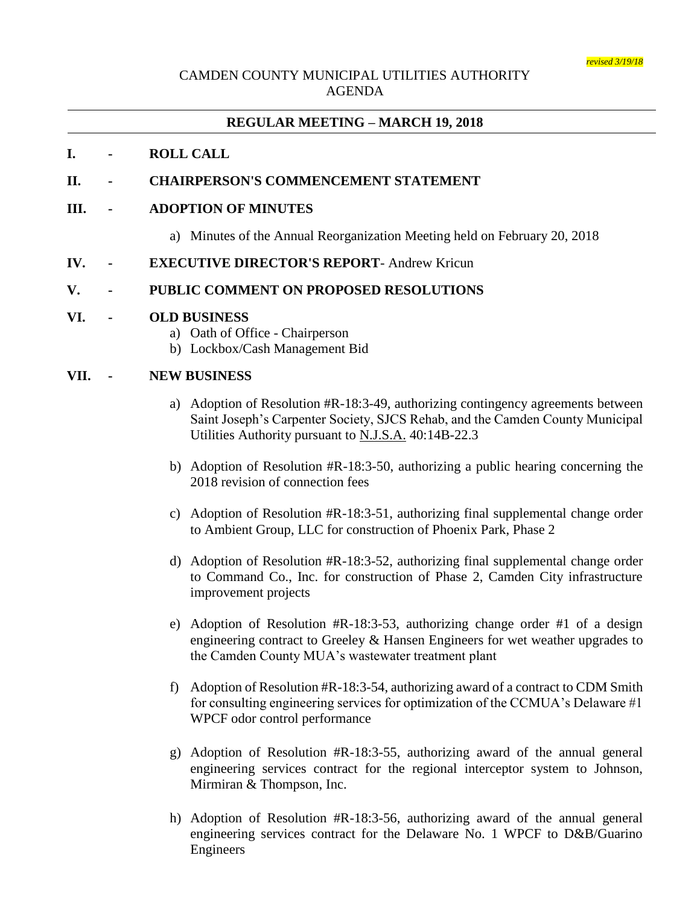*revised 3/19/18*

CAMDEN COUNTY MUNICIPAL UTILITIES AUTHORITY
AGENDA

---

**REGULAR MEETING – MARCH 19, 2018**

---

**I. - ROLL CALL**

**II. - CHAIRPERSON'S COMMENCEMENT STATEMENT**

**III. - ADOPTION OF MINUTES**

a) Minutes of the Annual Reorganization Meeting held on February 20, 2018

**IV. - EXECUTIVE DIRECTOR'S REPORT**- Andrew Kricun

**V. - PUBLIC COMMENT ON PROPOSED RESOLUTIONS**

**VI. - OLD BUSINESS**

a) Oath of Office - Chairperson
b) Lockbox/Cash Management Bid

**VII. - NEW BUSINESS**

a) Adoption of Resolution #R-18:3-49, authorizing contingency agreements between Saint Joseph's Carpenter Society, SJCS Rehab, and the Camden County Municipal Utilities Authority pursuant to N.J.S.A. 40:14B-22.3

b) Adoption of Resolution #R-18:3-50, authorizing a public hearing concerning the 2018 revision of connection fees

c) Adoption of Resolution #R-18:3-51, authorizing final supplemental change order to Ambient Group, LLC for construction of Phoenix Park, Phase 2

d) Adoption of Resolution #R-18:3-52, authorizing final supplemental change order to Command Co., Inc. for construction of Phase 2, Camden City infrastructure improvement projects

e) Adoption of Resolution #R-18:3-53, authorizing change order #1 of a design engineering contract to Greeley & Hansen Engineers for wet weather upgrades to the Camden County MUA's wastewater treatment plant

f) Adoption of Resolution #R-18:3-54, authorizing award of a contract to CDM Smith for consulting engineering services for optimization of the CCMUA's Delaware #1 WPCF odor control performance

g) Adoption of Resolution #R-18:3-55, authorizing award of the annual general engineering services contract for the regional interceptor system to Johnson, Mirmiran & Thompson, Inc.

h) Adoption of Resolution #R-18:3-56, authorizing award of the annual general engineering services contract for the Delaware No. 1 WPCF to D&B/Guarino Engineers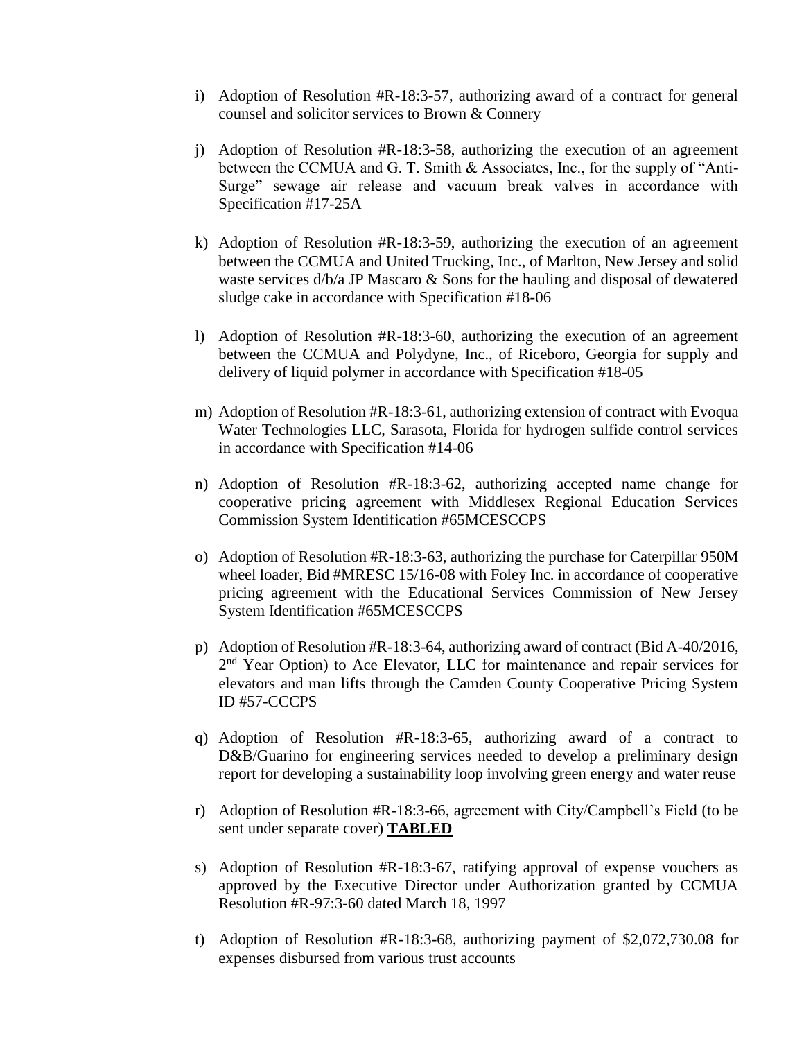i) Adoption of Resolution #R-18:3-57, authorizing award of a contract for general counsel and solicitor services to Brown & Connery

j) Adoption of Resolution #R-18:3-58, authorizing the execution of an agreement between the CCMUA and G. T. Smith & Associates, Inc., for the supply of "Anti-Surge" sewage air release and vacuum break valves in accordance with Specification #17-25A

k) Adoption of Resolution #R-18:3-59, authorizing the execution of an agreement between the CCMUA and United Trucking, Inc., of Marlton, New Jersey and solid waste services d/b/a JP Mascaro & Sons for the hauling and disposal of dewatered sludge cake in accordance with Specification #18-06

l) Adoption of Resolution #R-18:3-60, authorizing the execution of an agreement between the CCMUA and Polydyne, Inc., of Riceboro, Georgia for supply and delivery of liquid polymer in accordance with Specification #18-05

m) Adoption of Resolution #R-18:3-61, authorizing extension of contract with Evoqua Water Technologies LLC, Sarasota, Florida for hydrogen sulfide control services in accordance with Specification #14-06

n) Adoption of Resolution #R-18:3-62, authorizing accepted name change for cooperative pricing agreement with Middlesex Regional Education Services Commission System Identification #65MCESCCPS

o) Adoption of Resolution #R-18:3-63, authorizing the purchase for Caterpillar 950M wheel loader, Bid #MRESC 15/16-08 with Foley Inc. in accordance of cooperative pricing agreement with the Educational Services Commission of New Jersey System Identification #65MCESCCPS

p) Adoption of Resolution #R-18:3-64, authorizing award of contract (Bid A-40/2016, 2nd Year Option) to Ace Elevator, LLC for maintenance and repair services for elevators and man lifts through the Camden County Cooperative Pricing System ID #57-CCCPS

q) Adoption of Resolution #R-18:3-65, authorizing award of a contract to D&B/Guarino for engineering services needed to develop a preliminary design report for developing a sustainability loop involving green energy and water reuse

r) Adoption of Resolution #R-18:3-66, agreement with City/Campbell's Field (to be sent under separate cover) **TABLED**

s) Adoption of Resolution #R-18:3-67, ratifying approval of expense vouchers as approved by the Executive Director under Authorization granted by CCMUA Resolution #R-97:3-60 dated March 18, 1997

t) Adoption of Resolution #R-18:3-68, authorizing payment of $2,072,730.08 for expenses disbursed from various trust accounts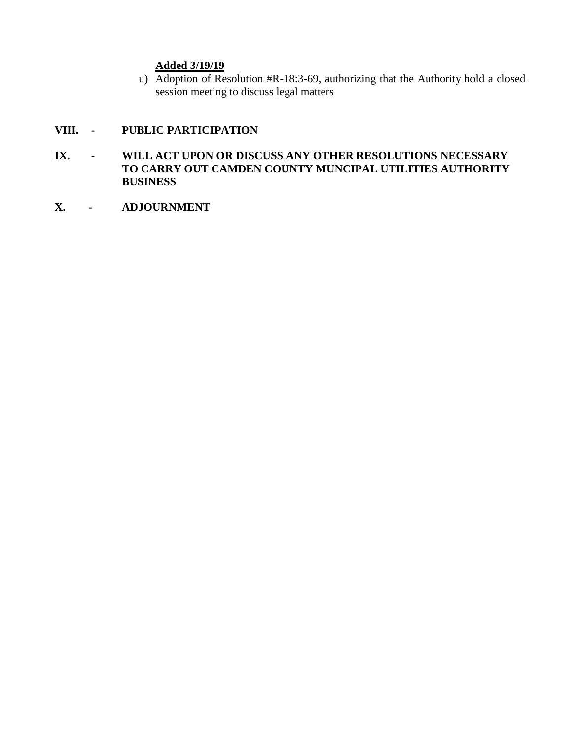**<u>Added 3/19/19</u>**

u) Adoption of Resolution #R-18:3-69, authorizing that the Authority hold a closed session meeting to discuss legal matters

**VIII. - PUBLIC PARTICIPATION**

**IX. - WILL ACT UPON OR DISCUSS ANY OTHER RESOLUTIONS NECESSARY TO CARRY OUT CAMDEN COUNTY MUNCIPAL UTILITIES AUTHORITY BUSINESS**

**X. - ADJOURNMENT**